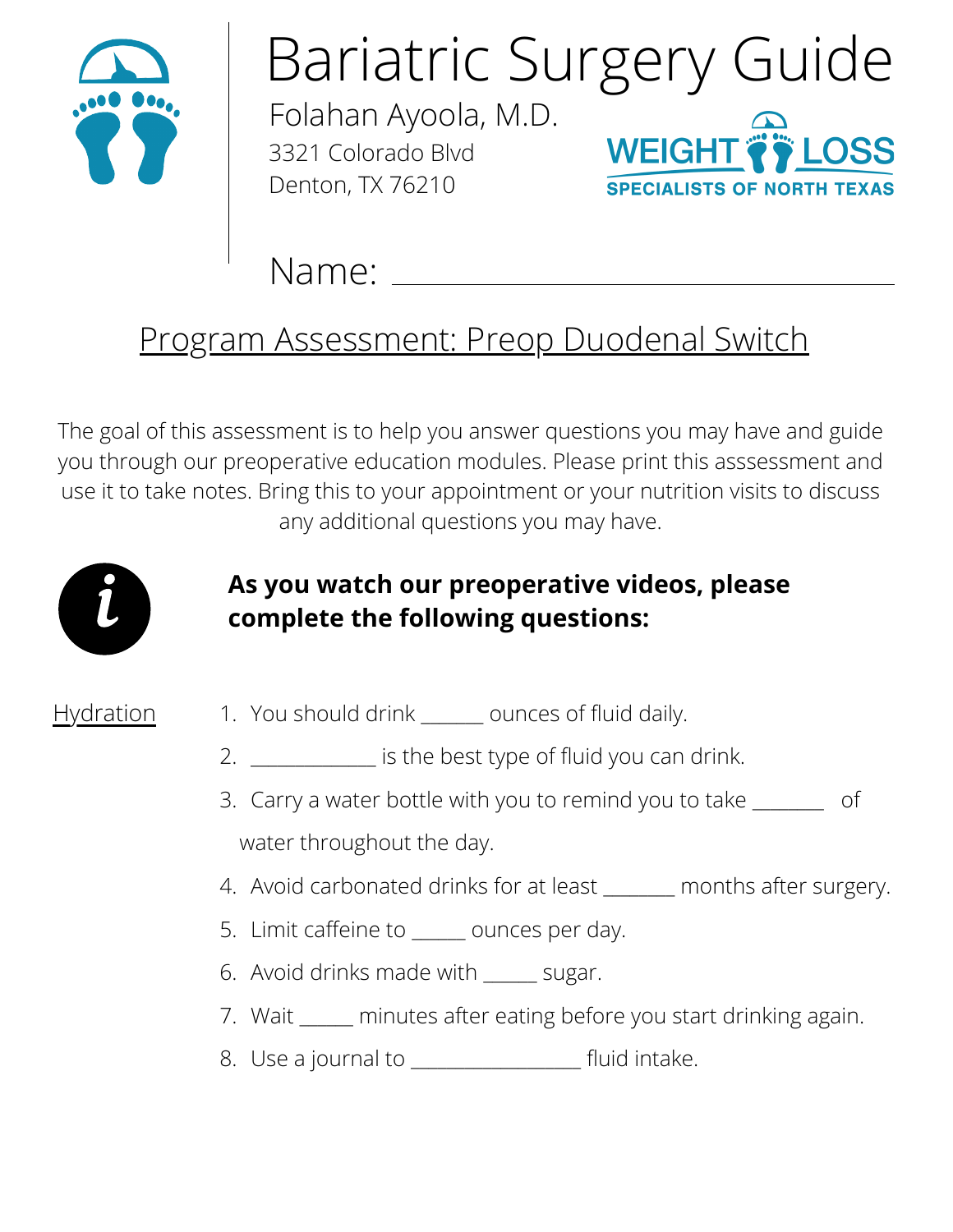# Bariatric Surgery Guide

Folahan Ayoola, M.D.
3321 Colorado Blvd
Denton, TX 76210

WEIGHT LOSS
SPECIALISTS OF NORTH TEXAS

Name: ________________________________

## Program Assessment: Preop Duodenal Switch

The goal of this assessment is to help you answer questions you may have and guide you through our preoperative education modules. Please print this asssessment and use it to take notes. Bring this to your appointment or your nutrition visits to discuss any additional questions you may have.

**As you watch our preoperative videos, please complete the following questions:**

Hydration

1. You should drink ______ ounces of fluid daily.
2. ____________ is the best type of fluid you can drink.
3. Carry a water bottle with you to remind you to take _______ of water throughout the day.
4. Avoid carbonated drinks for at least _______ months after surgery.
5. Limit caffeine to _____ ounces per day.
6. Avoid drinks made with _____ sugar.
7. Wait _____ minutes after eating before you start drinking again.
8. Use a journal to ________________ fluid intake.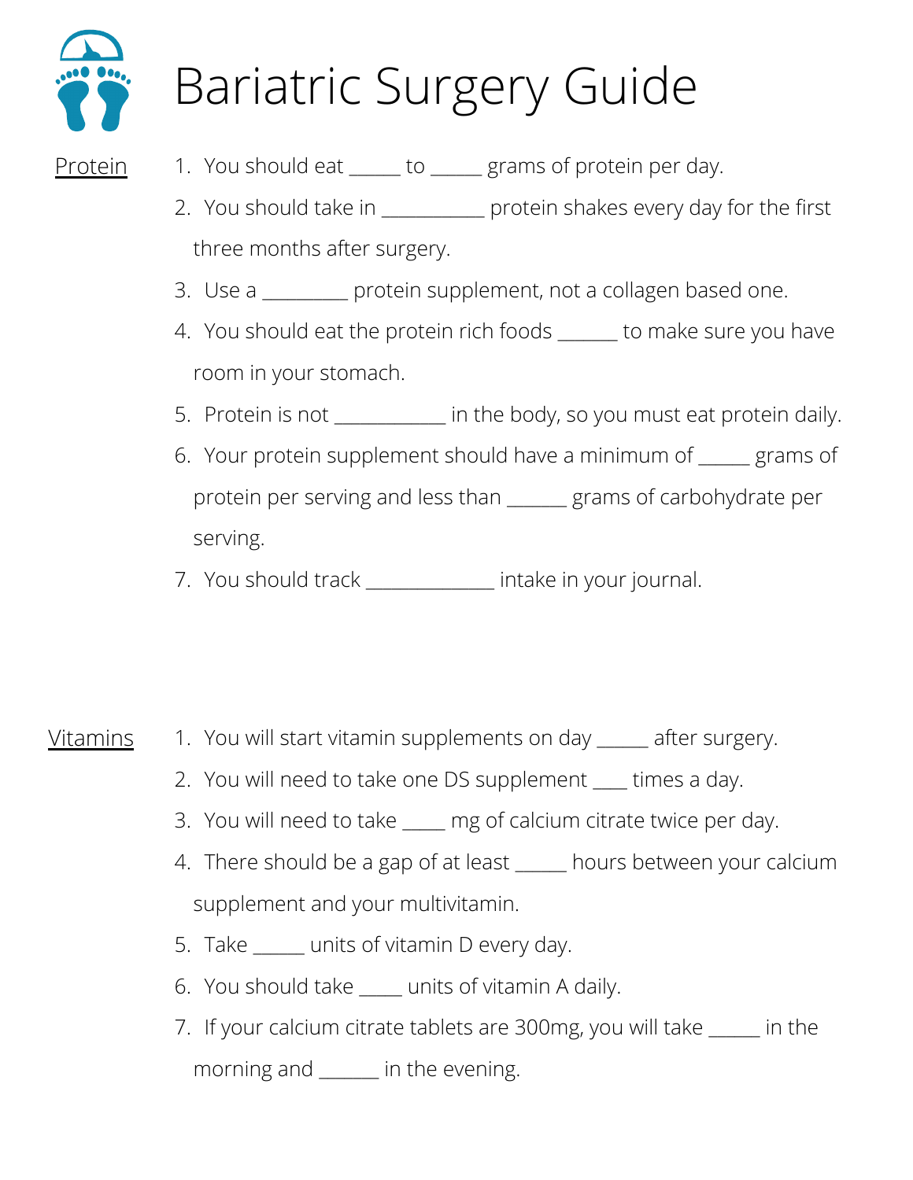# Bariatric Surgery Guide

**Protein**

1. You should eat _____ to _____ grams of protein per day.
2. You should take in __________ protein shakes every day for the first three months after surgery.
3. Use a ________ protein supplement, not a collagen based one.
4. You should eat the protein rich foods ______ to make sure you have room in your stomach.
5. Protein is not ___________ in the body, so you must eat protein daily.
6. Your protein supplement should have a minimum of _____ grams of protein per serving and less than ______ grams of carbohydrate per serving.
7. You should track _____________ intake in your journal.

**Vitamins**

1. You will start vitamin supplements on day _____ after surgery.
2. You will need to take one DS supplement ____ times a day.
3. You will need to take ____ mg of calcium citrate twice per day.
4. There should be a gap of at least _____ hours between your calcium supplement and your multivitamin.
5. Take _____ units of vitamin D every day.
6. You should take ____ units of vitamin A daily.
7. If your calcium citrate tablets are 300mg, you will take _____ in the morning and ______ in the evening.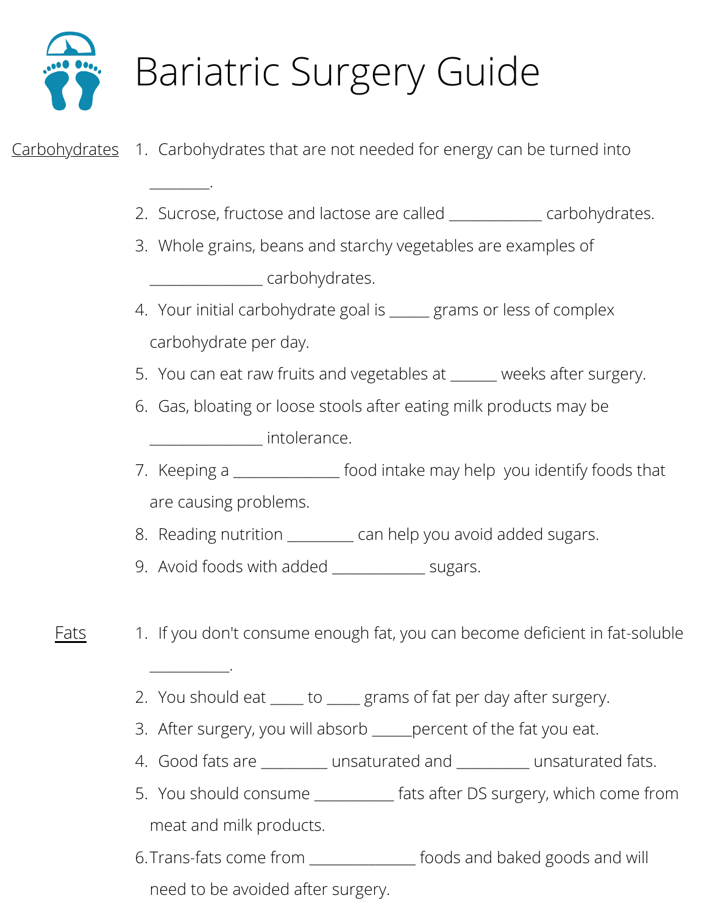# Bariatric Surgery Guide

Carbohydrates

1. Carbohydrates that are not needed for energy can be turned into ________.
2. Sucrose, fructose and lactose are called ____________ carbohydrates.
3. Whole grains, beans and starchy vegetables are examples of _______________ carbohydrates.
4. Your initial carbohydrate goal is _____ grams or less of complex carbohydrate per day.
5. You can eat raw fruits and vegetables at ______ weeks after surgery.
6. Gas, bloating or loose stools after eating milk products may be _______________ intolerance.
7. Keeping a ______________ food intake may help you identify foods that are causing problems.
8. Reading nutrition _________ can help you avoid added sugars.
9. Avoid foods with added ____________ sugars.

Fats

1. If you don't consume enough fat, you can become deficient in fat-soluble __________.
2. You should eat ____ to ____ grams of fat per day after surgery.
3. After surgery, you will absorb _____percent of the fat you eat.
4. Good fats are _________ unsaturated and _________ unsaturated fats.
5. You should consume __________ fats after DS surgery, which come from meat and milk products.
6. Trans-fats come from ______________ foods and baked goods and will need to be avoided after surgery.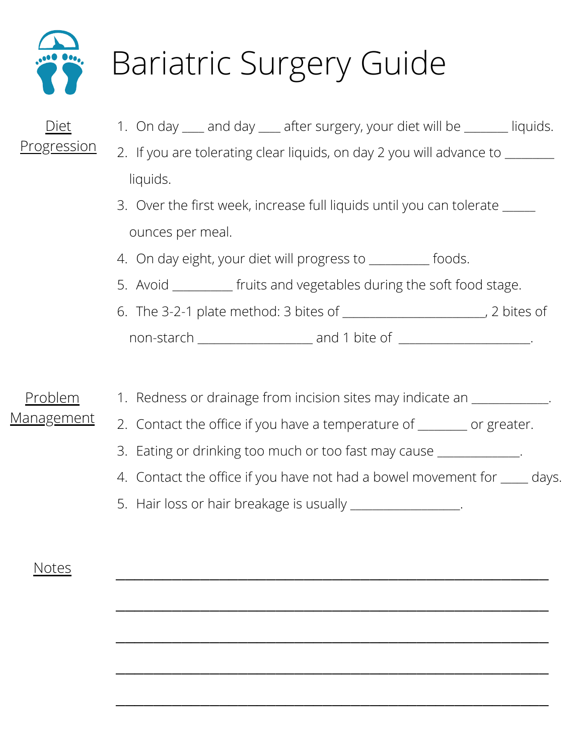# Bariatric Surgery Guide

## Diet Progression

1. On day ___ and day ___ after surgery, your diet will be _______ liquids.
2. If you are tolerating clear liquids, on day 2 you will advance to ________ liquids.
3. Over the first week, increase full liquids until you can tolerate _____ ounces per meal.
4. On day eight, your diet will progress to _________ foods.
5. Avoid _________ fruits and vegetables during the soft food stage.
6. The 3-2-1 plate method: 3 bites of _______________________, 2 bites of non-starch __________________ and 1 bite of _____________________.

## Problem Management

1. Redness or drainage from incision sites may indicate an ____________.
2. Contact the office if you have a temperature of ________ or greater.
3. Eating or drinking too much or too fast may cause _____________.
4. Contact the office if you have not had a bowel movement for ____ days.
5. Hair loss or hair breakage is usually __________________.

## Notes

______________________________________________________________

______________________________________________________________

______________________________________________________________

______________________________________________________________

______________________________________________________________